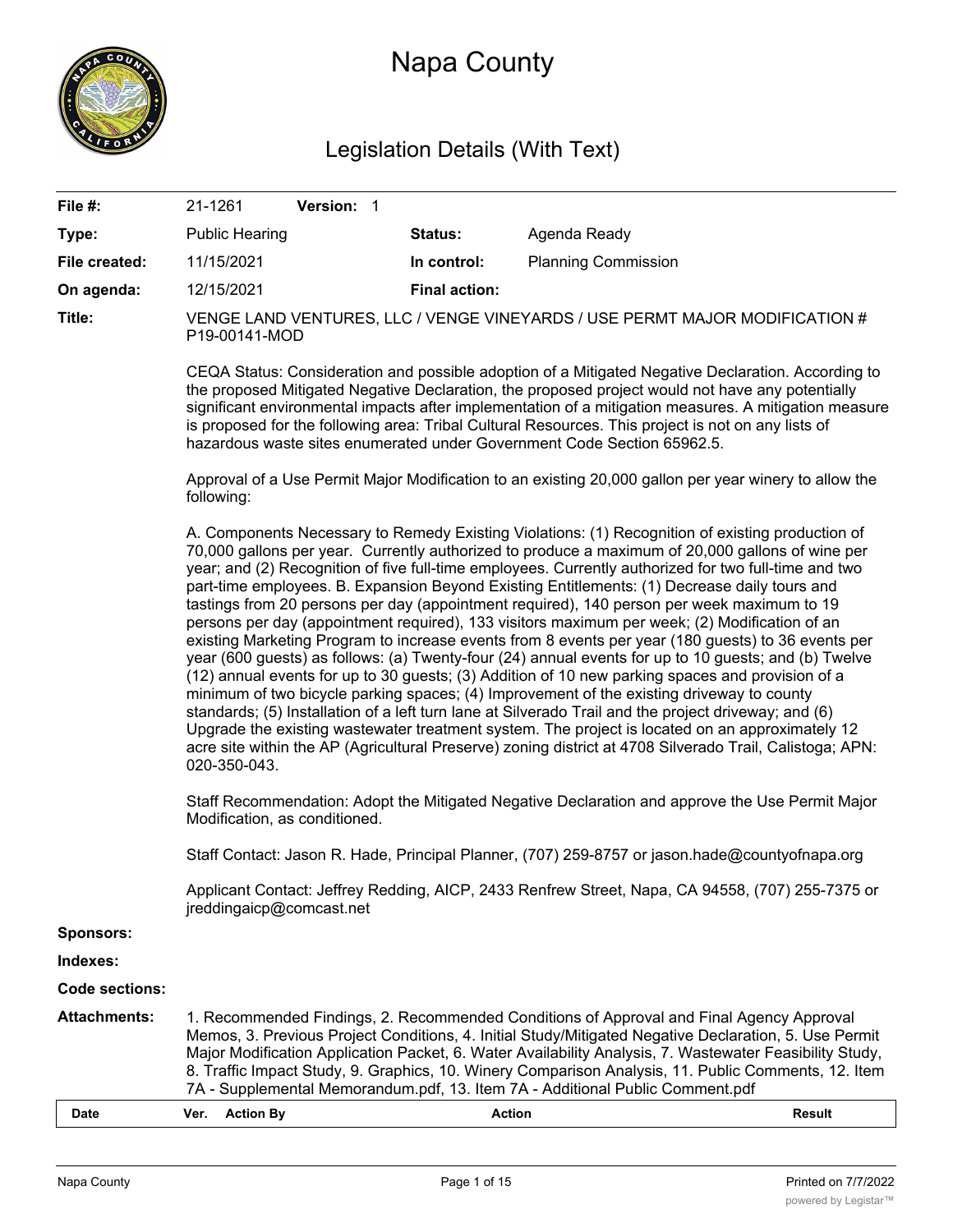# Napa County

## Legislation Details (With Text)

| | | | |
|---|---|---|---|
| **File #:** | 21-1261 **Version:** 1 | | |
| **Type:** | Public Hearing | **Status:** | Agenda Ready |
| **File created:** | 11/15/2021 | **In control:** | Planning Commission |
| **On agenda:** | 12/15/2021 | **Final action:** | |

**Title:** VENGE LAND VENTURES, LLC / VENGE VINEYARDS / USE PERMT MAJOR MODIFICATION # P19-00141-MOD

CEQA Status: Consideration and possible adoption of a Mitigated Negative Declaration. According to the proposed Mitigated Negative Declaration, the proposed project would not have any potentially significant environmental impacts after implementation of a mitigation measures. A mitigation measure is proposed for the following area: Tribal Cultural Resources. This project is not on any lists of hazardous waste sites enumerated under Government Code Section 65962.5.

Approval of a Use Permit Major Modification to an existing 20,000 gallon per year winery to allow the following:

A. Components Necessary to Remedy Existing Violations: (1) Recognition of existing production of 70,000 gallons per year. Currently authorized to produce a maximum of 20,000 gallons of wine per year; and (2) Recognition of five full-time employees. Currently authorized for two full-time and two part-time employees. B. Expansion Beyond Existing Entitlements: (1) Decrease daily tours and tastings from 20 persons per day (appointment required), 140 person per week maximum to 19 persons per day (appointment required), 133 visitors maximum per week; (2) Modification of an existing Marketing Program to increase events from 8 events per year (180 guests) to 36 events per year (600 guests) as follows: (a) Twenty-four (24) annual events for up to 10 guests; and (b) Twelve (12) annual events for up to 30 guests; (3) Addition of 10 new parking spaces and provision of a minimum of two bicycle parking spaces; (4) Improvement of the existing driveway to county standards; (5) Installation of a left turn lane at Silverado Trail and the project driveway; and (6) Upgrade the existing wastewater treatment system. The project is located on an approximately 12 acre site within the AP (Agricultural Preserve) zoning district at 4708 Silverado Trail, Calistoga; APN: 020-350-043.

Staff Recommendation: Adopt the Mitigated Negative Declaration and approve the Use Permit Major Modification, as conditioned.

Staff Contact: Jason R. Hade, Principal Planner, (707) 259-8757 or jason.hade@countyofnapa.org

Applicant Contact: Jeffrey Redding, AICP, 2433 Renfrew Street, Napa, CA 94558, (707) 255-7375 or jreddingaicp@comcast.net

**Sponsors:**

**Indexes:**

**Code sections:**

**Attachments:** 1. Recommended Findings, 2. Recommended Conditions of Approval and Final Agency Approval Memos, 3. Previous Project Conditions, 4. Initial Study/Mitigated Negative Declaration, 5. Use Permit Major Modification Application Packet, 6. Water Availability Analysis, 7. Wastewater Feasibility Study, 8. Traffic Impact Study, 9. Graphics, 10. Winery Comparison Analysis, 11. Public Comments, 12. Item 7A - Supplemental Memorandum.pdf, 13. Item 7A - Additional Public Comment.pdf

| Date | Ver. | Action By | Action | Result |
|---|---|---|---|---|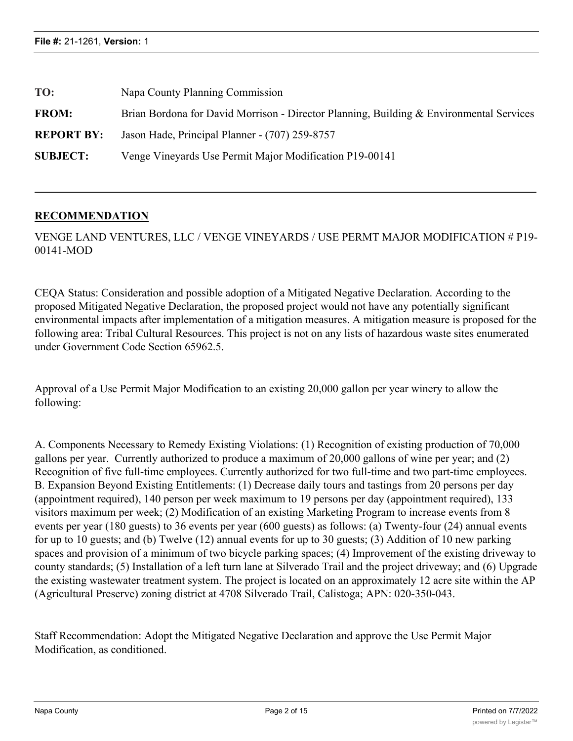**File #:** 21-1261, **Version:** 1

| | |
|---|---|
| **TO:** | Napa County Planning Commission |
| **FROM:** | Brian Bordona for David Morrison - Director Planning, Building & Environmental Services |
| **REPORT BY:** | Jason Hade, Principal Planner - (707) 259-8757 |
| **SUBJECT:** | Venge Vineyards Use Permit Major Modification P19-00141 |

## RECOMMENDATION

VENGE LAND VENTURES, LLC / VENGE VINEYARDS / USE PERMT MAJOR MODIFICATION # P19-00141-MOD

CEQA Status: Consideration and possible adoption of a Mitigated Negative Declaration. According to the proposed Mitigated Negative Declaration, the proposed project would not have any potentially significant environmental impacts after implementation of a mitigation measures. A mitigation measure is proposed for the following area: Tribal Cultural Resources. This project is not on any lists of hazardous waste sites enumerated under Government Code Section 65962.5.

Approval of a Use Permit Major Modification to an existing 20,000 gallon per year winery to allow the following:

A. Components Necessary to Remedy Existing Violations: (1) Recognition of existing production of 70,000 gallons per year. Currently authorized to produce a maximum of 20,000 gallons of wine per year; and (2) Recognition of five full-time employees. Currently authorized for two full-time and two part-time employees.
B. Expansion Beyond Existing Entitlements: (1) Decrease daily tours and tastings from 20 persons per day (appointment required), 140 person per week maximum to 19 persons per day (appointment required), 133 visitors maximum per week; (2) Modification of an existing Marketing Program to increase events from 8 events per year (180 guests) to 36 events per year (600 guests) as follows: (a) Twenty-four (24) annual events for up to 10 guests; and (b) Twelve (12) annual events for up to 30 guests; (3) Addition of 10 new parking spaces and provision of a minimum of two bicycle parking spaces; (4) Improvement of the existing driveway to county standards; (5) Installation of a left turn lane at Silverado Trail and the project driveway; and (6) Upgrade the existing wastewater treatment system. The project is located on an approximately 12 acre site within the AP (Agricultural Preserve) zoning district at 4708 Silverado Trail, Calistoga; APN: 020-350-043.

Staff Recommendation: Adopt the Mitigated Negative Declaration and approve the Use Permit Major Modification, as conditioned.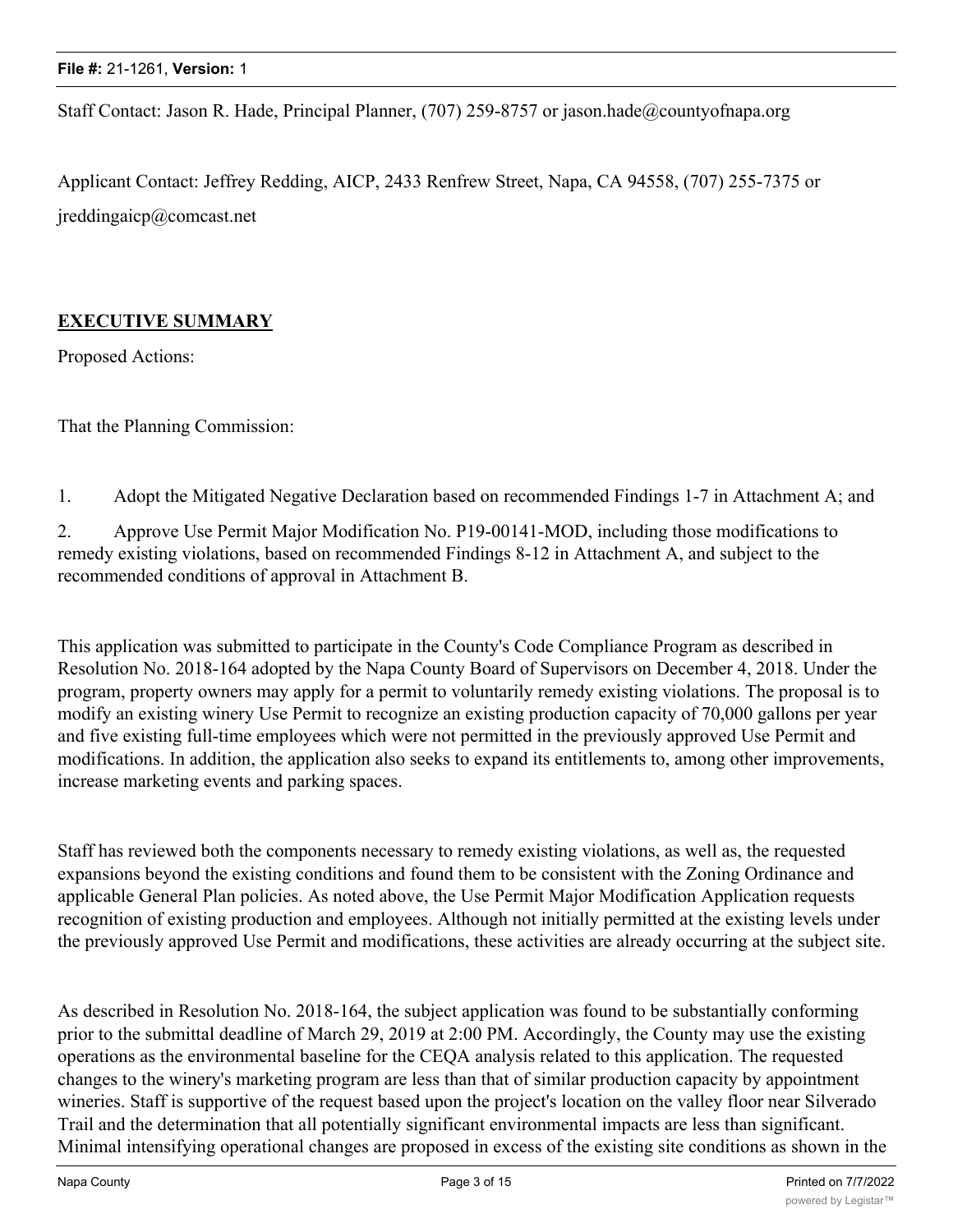Staff Contact: Jason R. Hade, Principal Planner, (707) 259-8757 or jason.hade@countyofnapa.org

Applicant Contact: Jeffrey Redding, AICP, 2433 Renfrew Street, Napa, CA 94558, (707) 255-7375 or jreddingaicp@comcast.net

## EXECUTIVE SUMMARY

Proposed Actions:

That the Planning Commission:

1. Adopt the Mitigated Negative Declaration based on recommended Findings 1-7 in Attachment A; and
2. Approve Use Permit Major Modification No. P19-00141-MOD, including those modifications to remedy existing violations, based on recommended Findings 8-12 in Attachment A, and subject to the recommended conditions of approval in Attachment B.

This application was submitted to participate in the County's Code Compliance Program as described in Resolution No. 2018-164 adopted by the Napa County Board of Supervisors on December 4, 2018. Under the program, property owners may apply for a permit to voluntarily remedy existing violations. The proposal is to modify an existing winery Use Permit to recognize an existing production capacity of 70,000 gallons per year and five existing full-time employees which were not permitted in the previously approved Use Permit and modifications. In addition, the application also seeks to expand its entitlements to, among other improvements, increase marketing events and parking spaces.

Staff has reviewed both the components necessary to remedy existing violations, as well as, the requested expansions beyond the existing conditions and found them to be consistent with the Zoning Ordinance and applicable General Plan policies. As noted above, the Use Permit Major Modification Application requests recognition of existing production and employees. Although not initially permitted at the existing levels under the previously approved Use Permit and modifications, these activities are already occurring at the subject site.

As described in Resolution No. 2018-164, the subject application was found to be substantially conforming prior to the submittal deadline of March 29, 2019 at 2:00 PM. Accordingly, the County may use the existing operations as the environmental baseline for the CEQA analysis related to this application. The requested changes to the winery's marketing program are less than that of similar production capacity by appointment wineries. Staff is supportive of the request based upon the project's location on the valley floor near Silverado Trail and the determination that all potentially significant environmental impacts are less than significant. Minimal intensifying operational changes are proposed in excess of the existing site conditions as shown in the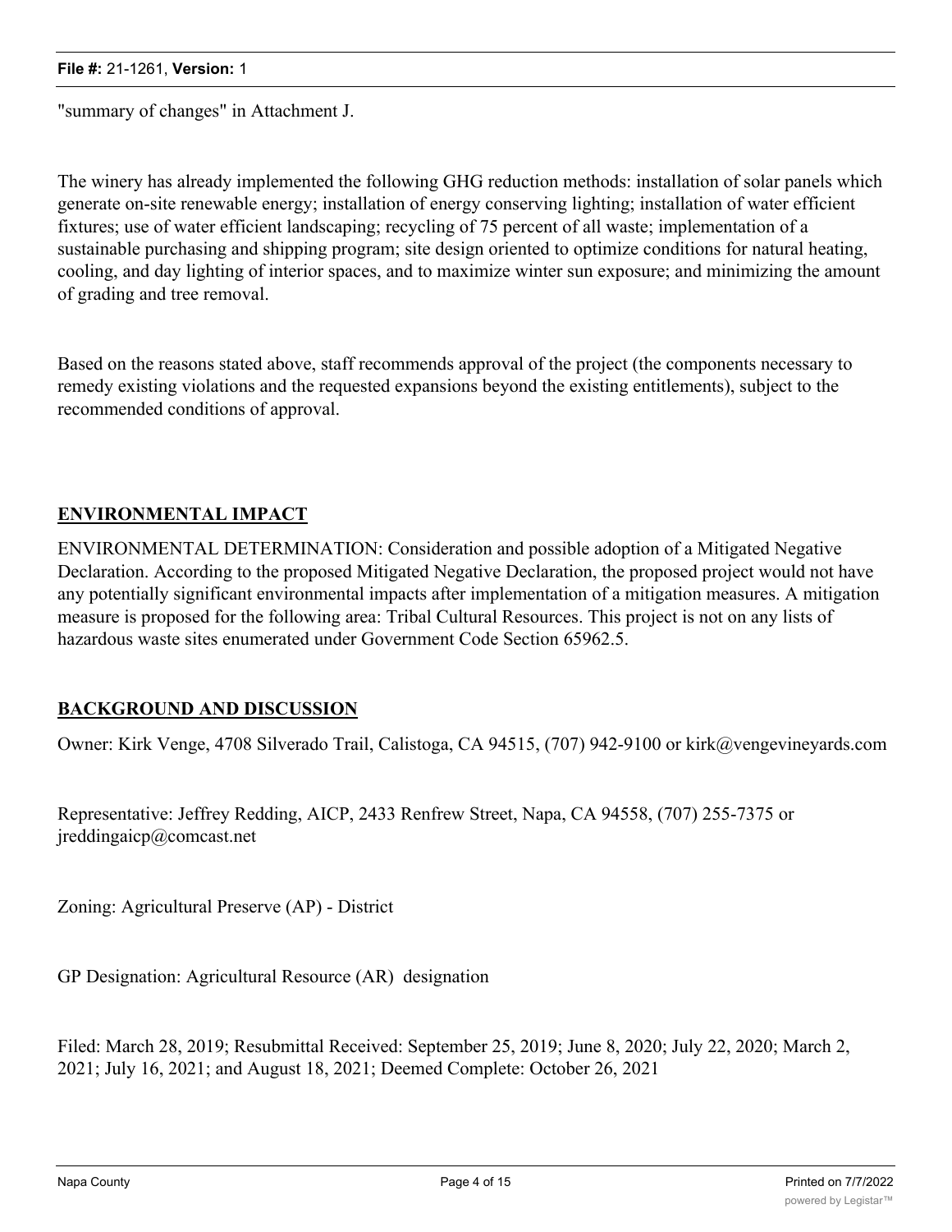"summary of changes" in Attachment J.

The winery has already implemented the following GHG reduction methods: installation of solar panels which generate on-site renewable energy; installation of energy conserving lighting; installation of water efficient fixtures; use of water efficient landscaping; recycling of 75 percent of all waste; implementation of a sustainable purchasing and shipping program; site design oriented to optimize conditions for natural heating, cooling, and day lighting of interior spaces, and to maximize winter sun exposure; and minimizing the amount of grading and tree removal.

Based on the reasons stated above, staff recommends approval of the project (the components necessary to remedy existing violations and the requested expansions beyond the existing entitlements), subject to the recommended conditions of approval.

## ENVIRONMENTAL IMPACT

ENVIRONMENTAL DETERMINATION: Consideration and possible adoption of a Mitigated Negative Declaration. According to the proposed Mitigated Negative Declaration, the proposed project would not have any potentially significant environmental impacts after implementation of a mitigation measures. A mitigation measure is proposed for the following area: Tribal Cultural Resources. This project is not on any lists of hazardous waste sites enumerated under Government Code Section 65962.5.

## BACKGROUND AND DISCUSSION

Owner: Kirk Venge, 4708 Silverado Trail, Calistoga, CA 94515, (707) 942-9100 or kirk@vengevineyards.com

Representative: Jeffrey Redding, AICP, 2433 Renfrew Street, Napa, CA 94558, (707) 255-7375 or jreddingaicp@comcast.net

Zoning: Agricultural Preserve (AP) - District

GP Designation: Agricultural Resource (AR) designation

Filed: March 28, 2019; Resubmittal Received: September 25, 2019; June 8, 2020; July 22, 2020; March 2, 2021; July 16, 2021; and August 18, 2021; Deemed Complete: October 26, 2021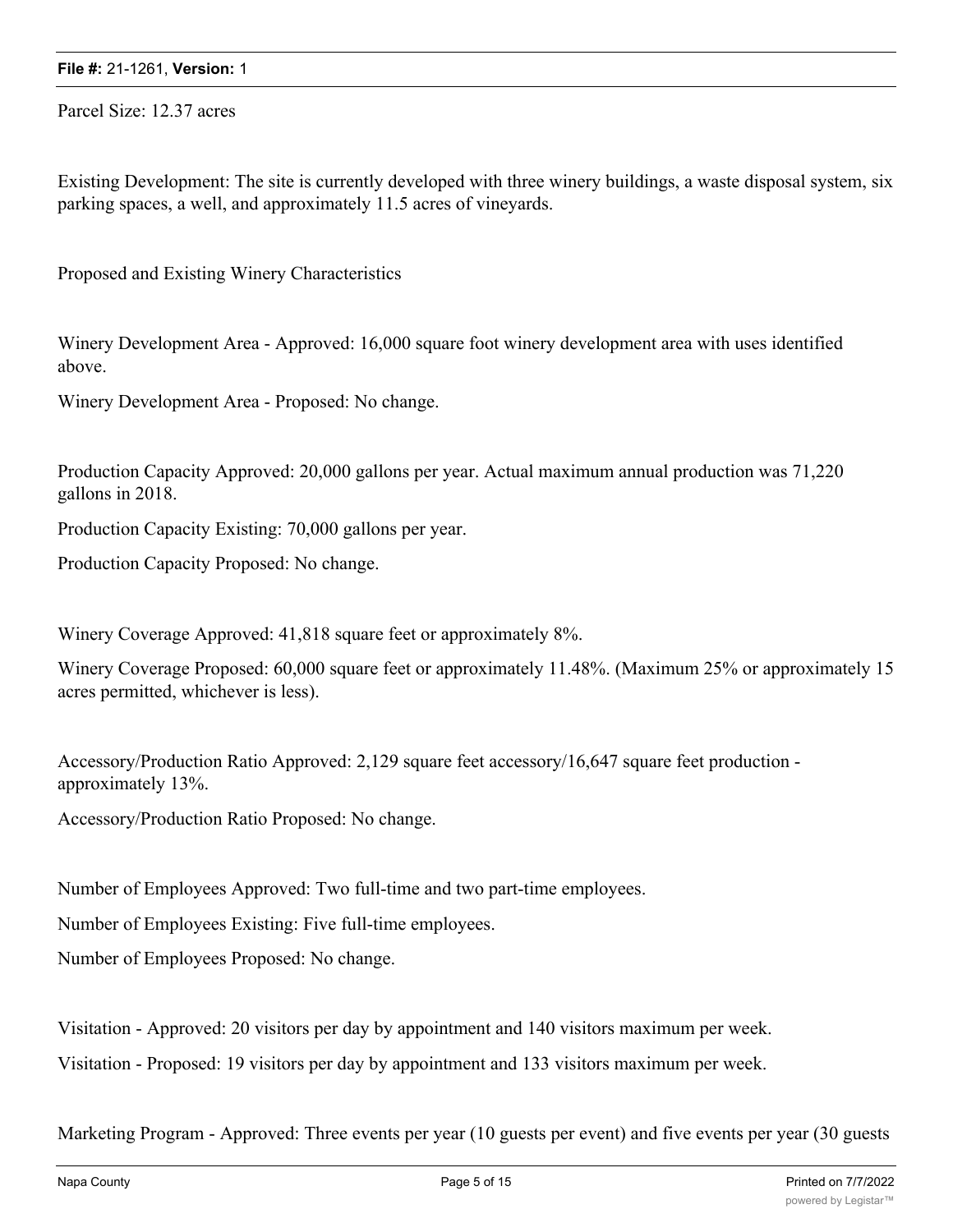Parcel Size: 12.37 acres

Existing Development: The site is currently developed with three winery buildings, a waste disposal system, six parking spaces, a well, and approximately 11.5 acres of vineyards.

Proposed and Existing Winery Characteristics

Winery Development Area - Approved: 16,000 square foot winery development area with uses identified above.

Winery Development Area - Proposed: No change.

Production Capacity Approved: 20,000 gallons per year. Actual maximum annual production was 71,220 gallons in 2018.

Production Capacity Existing: 70,000 gallons per year.

Production Capacity Proposed: No change.

Winery Coverage Approved: 41,818 square feet or approximately 8%.

Winery Coverage Proposed: 60,000 square feet or approximately 11.48%. (Maximum 25% or approximately 15 acres permitted, whichever is less).

Accessory/Production Ratio Approved: 2,129 square feet accessory/16,647 square feet production - approximately 13%.

Accessory/Production Ratio Proposed: No change.

Number of Employees Approved: Two full-time and two part-time employees.

Number of Employees Existing: Five full-time employees.

Number of Employees Proposed: No change.

Visitation - Approved: 20 visitors per day by appointment and 140 visitors maximum per week.

Visitation - Proposed: 19 visitors per day by appointment and 133 visitors maximum per week.

Marketing Program - Approved: Three events per year (10 guests per event) and five events per year (30 guests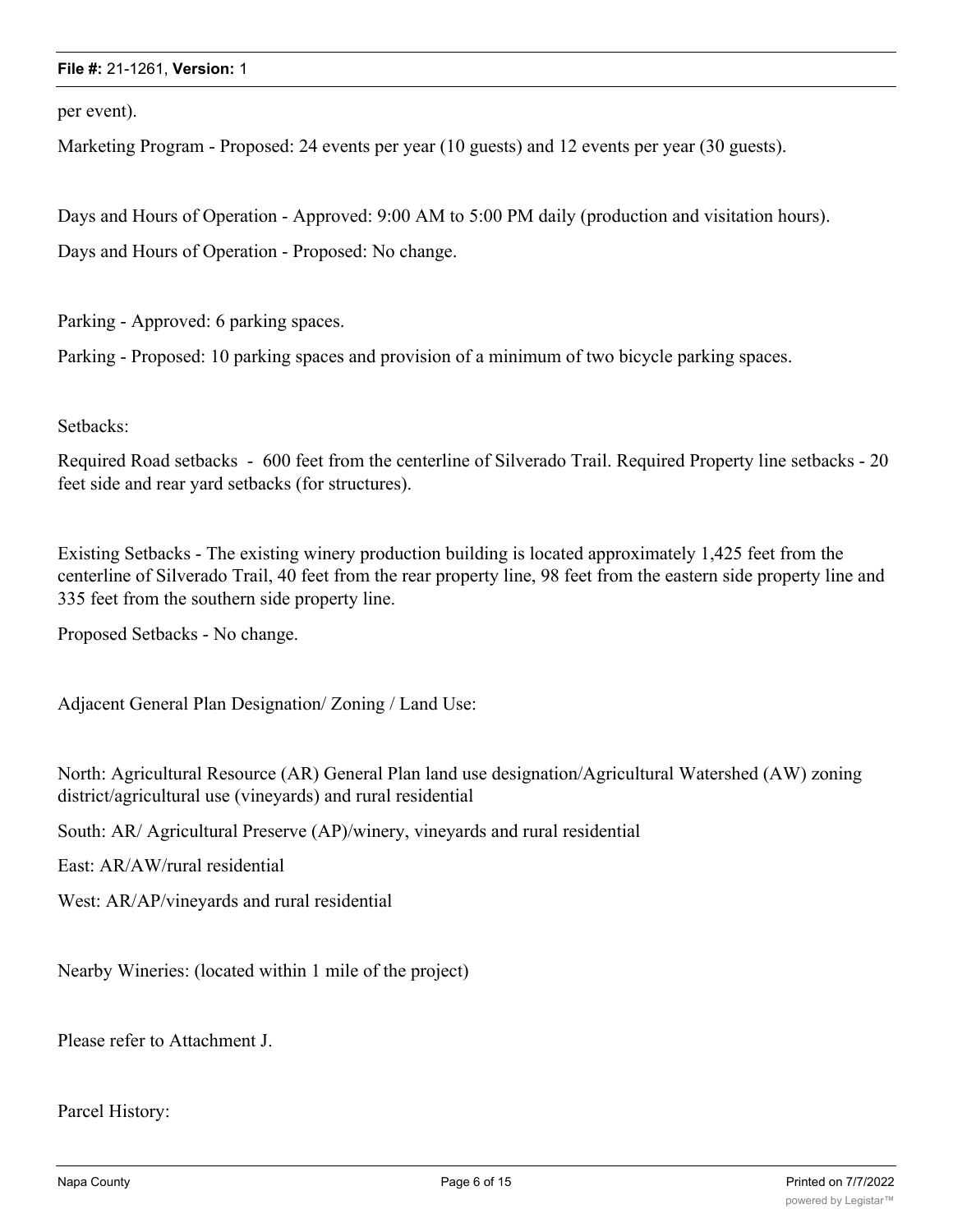per event).

Marketing Program - Proposed: 24 events per year (10 guests) and 12 events per year (30 guests).

Days and Hours of Operation - Approved: 9:00 AM to 5:00 PM daily (production and visitation hours).

Days and Hours of Operation - Proposed: No change.

Parking - Approved: 6 parking spaces.

Parking - Proposed: 10 parking spaces and provision of a minimum of two bicycle parking spaces.

Setbacks:

Required Road setbacks - 600 feet from the centerline of Silverado Trail. Required Property line setbacks - 20 feet side and rear yard setbacks (for structures).

Existing Setbacks - The existing winery production building is located approximately 1,425 feet from the centerline of Silverado Trail, 40 feet from the rear property line, 98 feet from the eastern side property line and 335 feet from the southern side property line.

Proposed Setbacks - No change.

Adjacent General Plan Designation/ Zoning / Land Use:

North: Agricultural Resource (AR) General Plan land use designation/Agricultural Watershed (AW) zoning district/agricultural use (vineyards) and rural residential

South: AR/ Agricultural Preserve (AP)/winery, vineyards and rural residential

East: AR/AW/rural residential

West: AR/AP/vineyards and rural residential

Nearby Wineries: (located within 1 mile of the project)

Please refer to Attachment J.

Parcel History: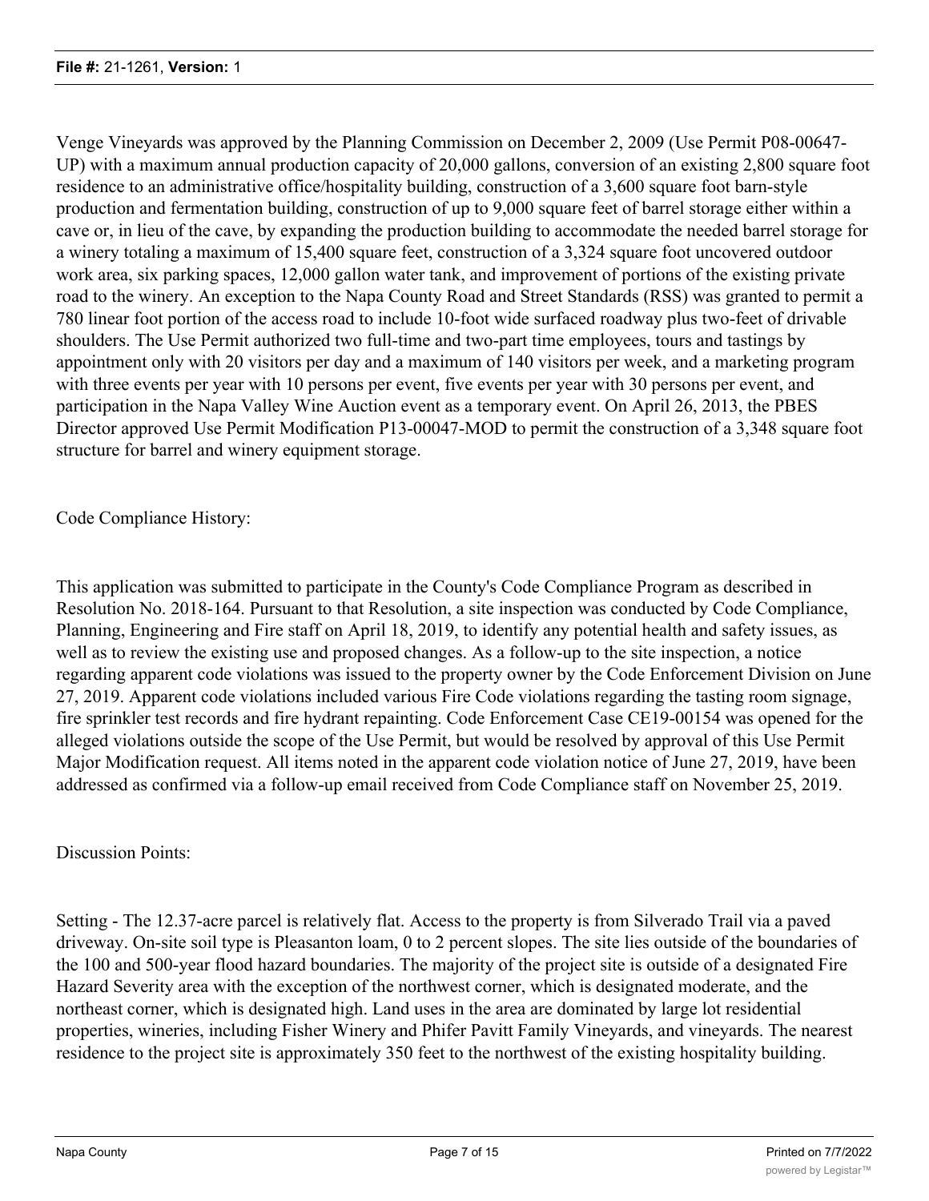Venge Vineyards was approved by the Planning Commission on December 2, 2009 (Use Permit P08-00647-UP) with a maximum annual production capacity of 20,000 gallons, conversion of an existing 2,800 square foot residence to an administrative office/hospitality building, construction of a 3,600 square foot barn-style production and fermentation building, construction of up to 9,000 square feet of barrel storage either within a cave or, in lieu of the cave, by expanding the production building to accommodate the needed barrel storage for a winery totaling a maximum of 15,400 square feet, construction of a 3,324 square foot uncovered outdoor work area, six parking spaces, 12,000 gallon water tank, and improvement of portions of the existing private road to the winery. An exception to the Napa County Road and Street Standards (RSS) was granted to permit a 780 linear foot portion of the access road to include 10-foot wide surfaced roadway plus two-feet of drivable shoulders. The Use Permit authorized two full-time and two-part time employees, tours and tastings by appointment only with 20 visitors per day and a maximum of 140 visitors per week, and a marketing program with three events per year with 10 persons per event, five events per year with 30 persons per event, and participation in the Napa Valley Wine Auction event as a temporary event. On April 26, 2013, the PBES Director approved Use Permit Modification P13-00047-MOD to permit the construction of a 3,348 square foot structure for barrel and winery equipment storage.

Code Compliance History:

This application was submitted to participate in the County's Code Compliance Program as described in Resolution No. 2018-164. Pursuant to that Resolution, a site inspection was conducted by Code Compliance, Planning, Engineering and Fire staff on April 18, 2019, to identify any potential health and safety issues, as well as to review the existing use and proposed changes. As a follow-up to the site inspection, a notice regarding apparent code violations was issued to the property owner by the Code Enforcement Division on June 27, 2019. Apparent code violations included various Fire Code violations regarding the tasting room signage, fire sprinkler test records and fire hydrant repainting. Code Enforcement Case CE19-00154 was opened for the alleged violations outside the scope of the Use Permit, but would be resolved by approval of this Use Permit Major Modification request. All items noted in the apparent code violation notice of June 27, 2019, have been addressed as confirmed via a follow-up email received from Code Compliance staff on November 25, 2019.

Discussion Points:

Setting - The 12.37-acre parcel is relatively flat. Access to the property is from Silverado Trail via a paved driveway. On-site soil type is Pleasanton loam, 0 to 2 percent slopes. The site lies outside of the boundaries of the 100 and 500-year flood hazard boundaries. The majority of the project site is outside of a designated Fire Hazard Severity area with the exception of the northwest corner, which is designated moderate, and the northeast corner, which is designated high. Land uses in the area are dominated by large lot residential properties, wineries, including Fisher Winery and Phifer Pavitt Family Vineyards, and vineyards. The nearest residence to the project site is approximately 350 feet to the northwest of the existing hospitality building.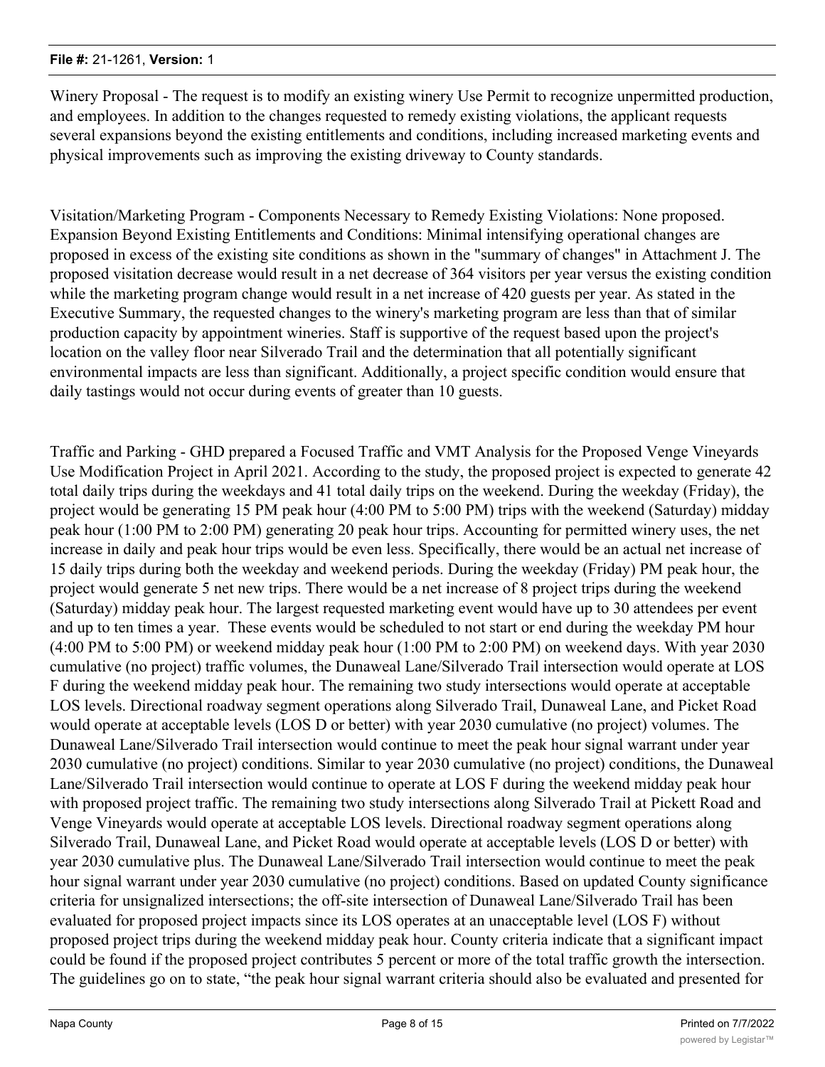Winery Proposal - The request is to modify an existing winery Use Permit to recognize unpermitted production, and employees. In addition to the changes requested to remedy existing violations, the applicant requests several expansions beyond the existing entitlements and conditions, including increased marketing events and physical improvements such as improving the existing driveway to County standards.

Visitation/Marketing Program - Components Necessary to Remedy Existing Violations: None proposed. Expansion Beyond Existing Entitlements and Conditions: Minimal intensifying operational changes are proposed in excess of the existing site conditions as shown in the "summary of changes" in Attachment J. The proposed visitation decrease would result in a net decrease of 364 visitors per year versus the existing condition while the marketing program change would result in a net increase of 420 guests per year. As stated in the Executive Summary, the requested changes to the winery's marketing program are less than that of similar production capacity by appointment wineries. Staff is supportive of the request based upon the project's location on the valley floor near Silverado Trail and the determination that all potentially significant environmental impacts are less than significant. Additionally, a project specific condition would ensure that daily tastings would not occur during events of greater than 10 guests.

Traffic and Parking - GHD prepared a Focused Traffic and VMT Analysis for the Proposed Venge Vineyards Use Modification Project in April 2021. According to the study, the proposed project is expected to generate 42 total daily trips during the weekdays and 41 total daily trips on the weekend. During the weekday (Friday), the project would be generating 15 PM peak hour (4:00 PM to 5:00 PM) trips with the weekend (Saturday) midday peak hour (1:00 PM to 2:00 PM) generating 20 peak hour trips. Accounting for permitted winery uses, the net increase in daily and peak hour trips would be even less. Specifically, there would be an actual net increase of 15 daily trips during both the weekday and weekend periods. During the weekday (Friday) PM peak hour, the project would generate 5 net new trips. There would be a net increase of 8 project trips during the weekend (Saturday) midday peak hour. The largest requested marketing event would have up to 30 attendees per event and up to ten times a year. These events would be scheduled to not start or end during the weekday PM hour (4:00 PM to 5:00 PM) or weekend midday peak hour (1:00 PM to 2:00 PM) on weekend days. With year 2030 cumulative (no project) traffic volumes, the Dunaweal Lane/Silverado Trail intersection would operate at LOS F during the weekend midday peak hour. The remaining two study intersections would operate at acceptable LOS levels. Directional roadway segment operations along Silverado Trail, Dunaweal Lane, and Picket Road would operate at acceptable levels (LOS D or better) with year 2030 cumulative (no project) volumes. The Dunaweal Lane/Silverado Trail intersection would continue to meet the peak hour signal warrant under year 2030 cumulative (no project) conditions. Similar to year 2030 cumulative (no project) conditions, the Dunaweal Lane/Silverado Trail intersection would continue to operate at LOS F during the weekend midday peak hour with proposed project traffic. The remaining two study intersections along Silverado Trail at Pickett Road and Venge Vineyards would operate at acceptable LOS levels. Directional roadway segment operations along Silverado Trail, Dunaweal Lane, and Picket Road would operate at acceptable levels (LOS D or better) with year 2030 cumulative plus. The Dunaweal Lane/Silverado Trail intersection would continue to meet the peak hour signal warrant under year 2030 cumulative (no project) conditions. Based on updated County significance criteria for unsignalized intersections; the off-site intersection of Dunaweal Lane/Silverado Trail has been evaluated for proposed project impacts since its LOS operates at an unacceptable level (LOS F) without proposed project trips during the weekend midday peak hour. County criteria indicate that a significant impact could be found if the proposed project contributes 5 percent or more of the total traffic growth the intersection. The guidelines go on to state, "the peak hour signal warrant criteria should also be evaluated and presented for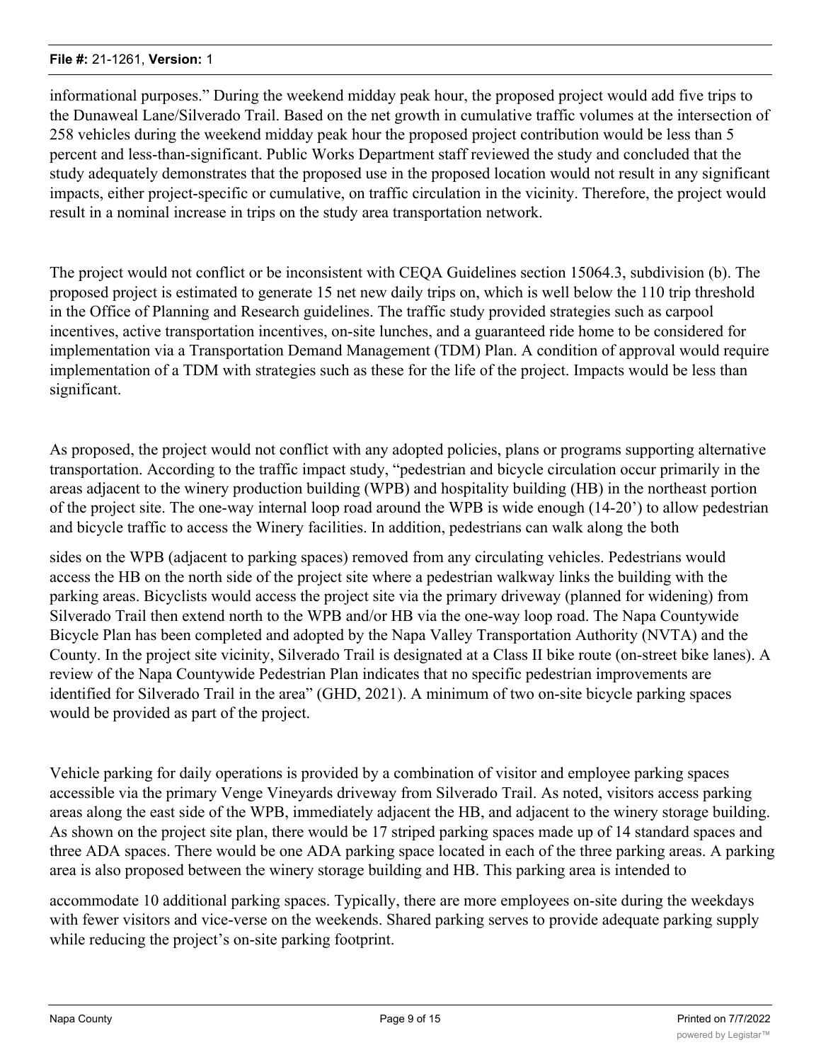informational purposes." During the weekend midday peak hour, the proposed project would add five trips to the Dunaweal Lane/Silverado Trail. Based on the net growth in cumulative traffic volumes at the intersection of 258 vehicles during the weekend midday peak hour the proposed project contribution would be less than 5 percent and less-than-significant. Public Works Department staff reviewed the study and concluded that the study adequately demonstrates that the proposed use in the proposed location would not result in any significant impacts, either project-specific or cumulative, on traffic circulation in the vicinity. Therefore, the project would result in a nominal increase in trips on the study area transportation network.

The project would not conflict or be inconsistent with CEQA Guidelines section 15064.3, subdivision (b). The proposed project is estimated to generate 15 net new daily trips on, which is well below the 110 trip threshold in the Office of Planning and Research guidelines. The traffic study provided strategies such as carpool incentives, active transportation incentives, on-site lunches, and a guaranteed ride home to be considered for implementation via a Transportation Demand Management (TDM) Plan. A condition of approval would require implementation of a TDM with strategies such as these for the life of the project. Impacts would be less than significant.

As proposed, the project would not conflict with any adopted policies, plans or programs supporting alternative transportation. According to the traffic impact study, "pedestrian and bicycle circulation occur primarily in the areas adjacent to the winery production building (WPB) and hospitality building (HB) in the northeast portion of the project site. The one-way internal loop road around the WPB is wide enough (14-20') to allow pedestrian and bicycle traffic to access the Winery facilities. In addition, pedestrians can walk along the both sides on the WPB (adjacent to parking spaces) removed from any circulating vehicles. Pedestrians would access the HB on the north side of the project site where a pedestrian walkway links the building with the parking areas. Bicyclists would access the project site via the primary driveway (planned for widening) from Silverado Trail then extend north to the WPB and/or HB via the one-way loop road. The Napa Countywide Bicycle Plan has been completed and adopted by the Napa Valley Transportation Authority (NVTA) and the County. In the project site vicinity, Silverado Trail is designated at a Class II bike route (on-street bike lanes). A review of the Napa Countywide Pedestrian Plan indicates that no specific pedestrian improvements are identified for Silverado Trail in the area" (GHD, 2021). A minimum of two on-site bicycle parking spaces would be provided as part of the project.

Vehicle parking for daily operations is provided by a combination of visitor and employee parking spaces accessible via the primary Venge Vineyards driveway from Silverado Trail. As noted, visitors access parking areas along the east side of the WPB, immediately adjacent the HB, and adjacent to the winery storage building. As shown on the project site plan, there would be 17 striped parking spaces made up of 14 standard spaces and three ADA spaces. There would be one ADA parking space located in each of the three parking areas. A parking area is also proposed between the winery storage building and HB. This parking area is intended to accommodate 10 additional parking spaces. Typically, there are more employees on-site during the weekdays with fewer visitors and vice-verse on the weekends. Shared parking serves to provide adequate parking supply while reducing the project's on-site parking footprint.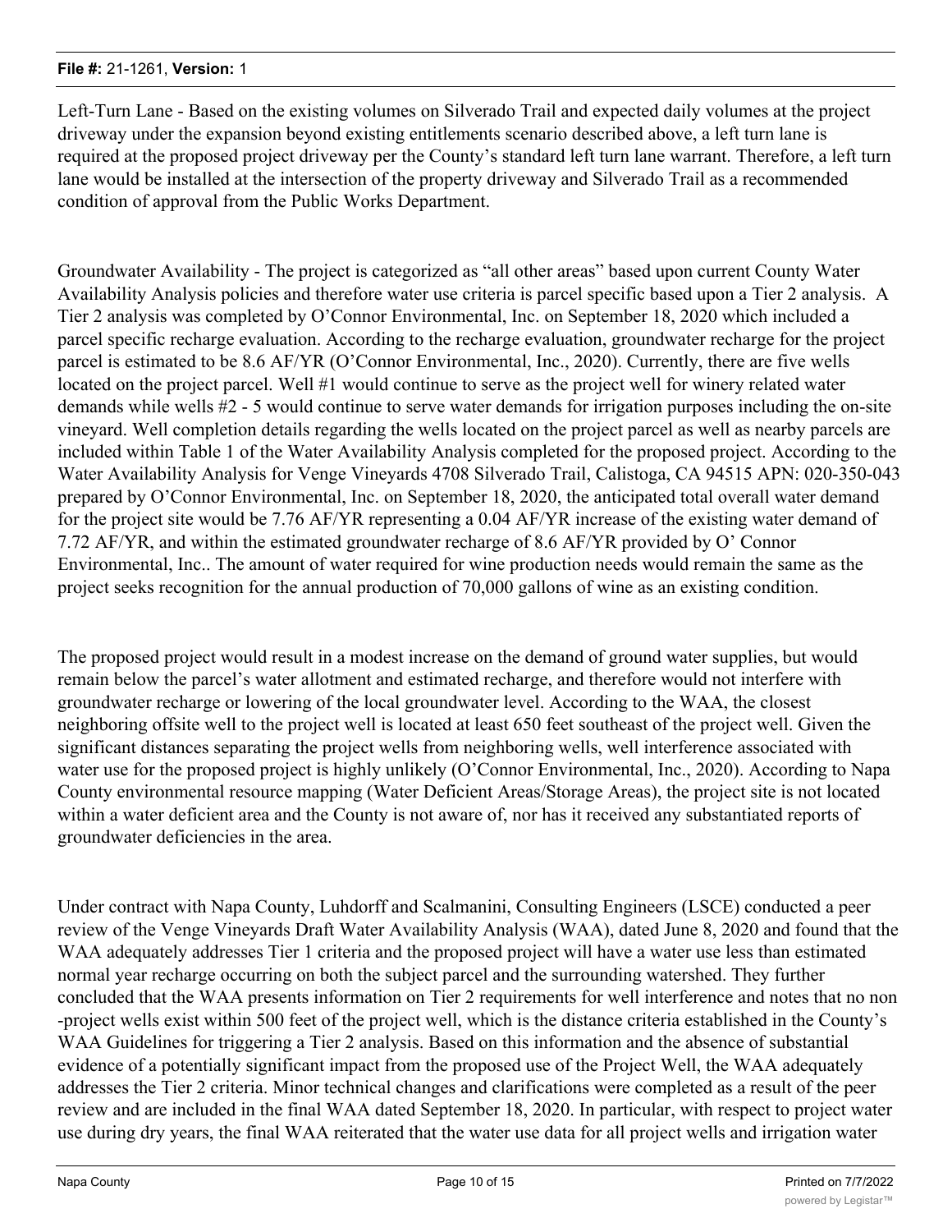Left-Turn Lane - Based on the existing volumes on Silverado Trail and expected daily volumes at the project driveway under the expansion beyond existing entitlements scenario described above, a left turn lane is required at the proposed project driveway per the County's standard left turn lane warrant. Therefore, a left turn lane would be installed at the intersection of the property driveway and Silverado Trail as a recommended condition of approval from the Public Works Department.

Groundwater Availability - The project is categorized as "all other areas" based upon current County Water Availability Analysis policies and therefore water use criteria is parcel specific based upon a Tier 2 analysis. A Tier 2 analysis was completed by O'Connor Environmental, Inc. on September 18, 2020 which included a parcel specific recharge evaluation. According to the recharge evaluation, groundwater recharge for the project parcel is estimated to be 8.6 AF/YR (O'Connor Environmental, Inc., 2020). Currently, there are five wells located on the project parcel. Well #1 would continue to serve as the project well for winery related water demands while wells #2 - 5 would continue to serve water demands for irrigation purposes including the on-site vineyard. Well completion details regarding the wells located on the project parcel as well as nearby parcels are included within Table 1 of the Water Availability Analysis completed for the proposed project. According to the Water Availability Analysis for Venge Vineyards 4708 Silverado Trail, Calistoga, CA 94515 APN: 020-350-043 prepared by O'Connor Environmental, Inc. on September 18, 2020, the anticipated total overall water demand for the project site would be 7.76 AF/YR representing a 0.04 AF/YR increase of the existing water demand of 7.72 AF/YR, and within the estimated groundwater recharge of 8.6 AF/YR provided by O' Connor Environmental, Inc.. The amount of water required for wine production needs would remain the same as the project seeks recognition for the annual production of 70,000 gallons of wine as an existing condition.

The proposed project would result in a modest increase on the demand of ground water supplies, but would remain below the parcel's water allotment and estimated recharge, and therefore would not interfere with groundwater recharge or lowering of the local groundwater level. According to the WAA, the closest neighboring offsite well to the project well is located at least 650 feet southeast of the project well. Given the significant distances separating the project wells from neighboring wells, well interference associated with water use for the proposed project is highly unlikely (O'Connor Environmental, Inc., 2020). According to Napa County environmental resource mapping (Water Deficient Areas/Storage Areas), the project site is not located within a water deficient area and the County is not aware of, nor has it received any substantiated reports of groundwater deficiencies in the area.

Under contract with Napa County, Luhdorff and Scalmanini, Consulting Engineers (LSCE) conducted a peer review of the Venge Vineyards Draft Water Availability Analysis (WAA), dated June 8, 2020 and found that the WAA adequately addresses Tier 1 criteria and the proposed project will have a water use less than estimated normal year recharge occurring on both the subject parcel and the surrounding watershed. They further concluded that the WAA presents information on Tier 2 requirements for well interference and notes that no non-project wells exist within 500 feet of the project well, which is the distance criteria established in the County's WAA Guidelines for triggering a Tier 2 analysis. Based on this information and the absence of substantial evidence of a potentially significant impact from the proposed use of the Project Well, the WAA adequately addresses the Tier 2 criteria. Minor technical changes and clarifications were completed as a result of the peer review and are included in the final WAA dated September 18, 2020. In particular, with respect to project water use during dry years, the final WAA reiterated that the water use data for all project wells and irrigation water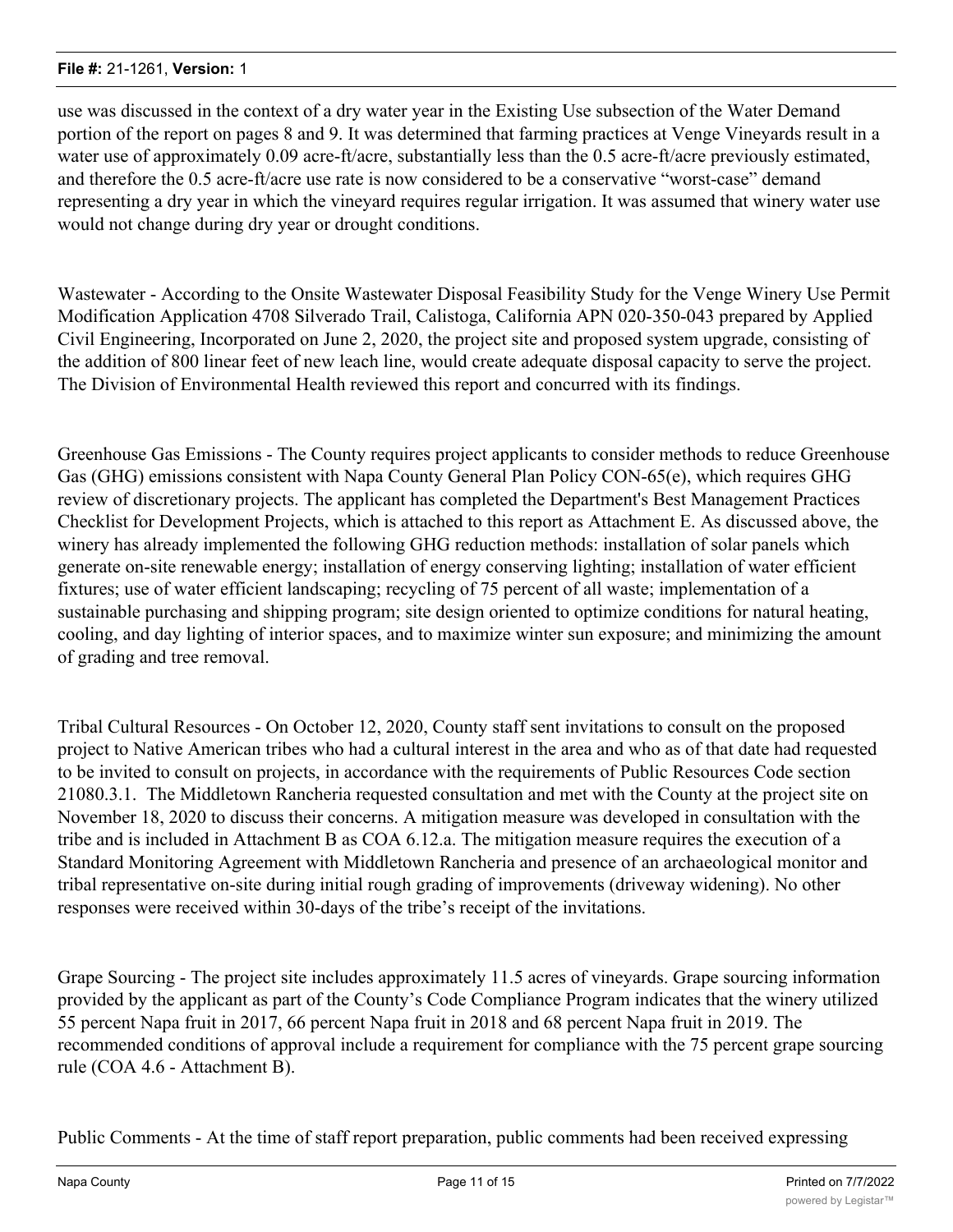use was discussed in the context of a dry water year in the Existing Use subsection of the Water Demand portion of the report on pages 8 and 9. It was determined that farming practices at Venge Vineyards result in a water use of approximately 0.09 acre-ft/acre, substantially less than the 0.5 acre-ft/acre previously estimated, and therefore the 0.5 acre-ft/acre use rate is now considered to be a conservative "worst-case" demand representing a dry year in which the vineyard requires regular irrigation. It was assumed that winery water use would not change during dry year or drought conditions.

Wastewater - According to the Onsite Wastewater Disposal Feasibility Study for the Venge Winery Use Permit Modification Application 4708 Silverado Trail, Calistoga, California APN 020-350-043 prepared by Applied Civil Engineering, Incorporated on June 2, 2020, the project site and proposed system upgrade, consisting of the addition of 800 linear feet of new leach line, would create adequate disposal capacity to serve the project. The Division of Environmental Health reviewed this report and concurred with its findings.

Greenhouse Gas Emissions - The County requires project applicants to consider methods to reduce Greenhouse Gas (GHG) emissions consistent with Napa County General Plan Policy CON-65(e), which requires GHG review of discretionary projects. The applicant has completed the Department's Best Management Practices Checklist for Development Projects, which is attached to this report as Attachment E. As discussed above, the winery has already implemented the following GHG reduction methods: installation of solar panels which generate on-site renewable energy; installation of energy conserving lighting; installation of water efficient fixtures; use of water efficient landscaping; recycling of 75 percent of all waste; implementation of a sustainable purchasing and shipping program; site design oriented to optimize conditions for natural heating, cooling, and day lighting of interior spaces, and to maximize winter sun exposure; and minimizing the amount of grading and tree removal.

Tribal Cultural Resources - On October 12, 2020, County staff sent invitations to consult on the proposed project to Native American tribes who had a cultural interest in the area and who as of that date had requested to be invited to consult on projects, in accordance with the requirements of Public Resources Code section 21080.3.1. The Middletown Rancheria requested consultation and met with the County at the project site on November 18, 2020 to discuss their concerns. A mitigation measure was developed in consultation with the tribe and is included in Attachment B as COA 6.12.a. The mitigation measure requires the execution of a Standard Monitoring Agreement with Middletown Rancheria and presence of an archaeological monitor and tribal representative on-site during initial rough grading of improvements (driveway widening). No other responses were received within 30-days of the tribe's receipt of the invitations.

Grape Sourcing - The project site includes approximately 11.5 acres of vineyards. Grape sourcing information provided by the applicant as part of the County's Code Compliance Program indicates that the winery utilized 55 percent Napa fruit in 2017, 66 percent Napa fruit in 2018 and 68 percent Napa fruit in 2019. The recommended conditions of approval include a requirement for compliance with the 75 percent grape sourcing rule (COA 4.6 - Attachment B).

Public Comments - At the time of staff report preparation, public comments had been received expressing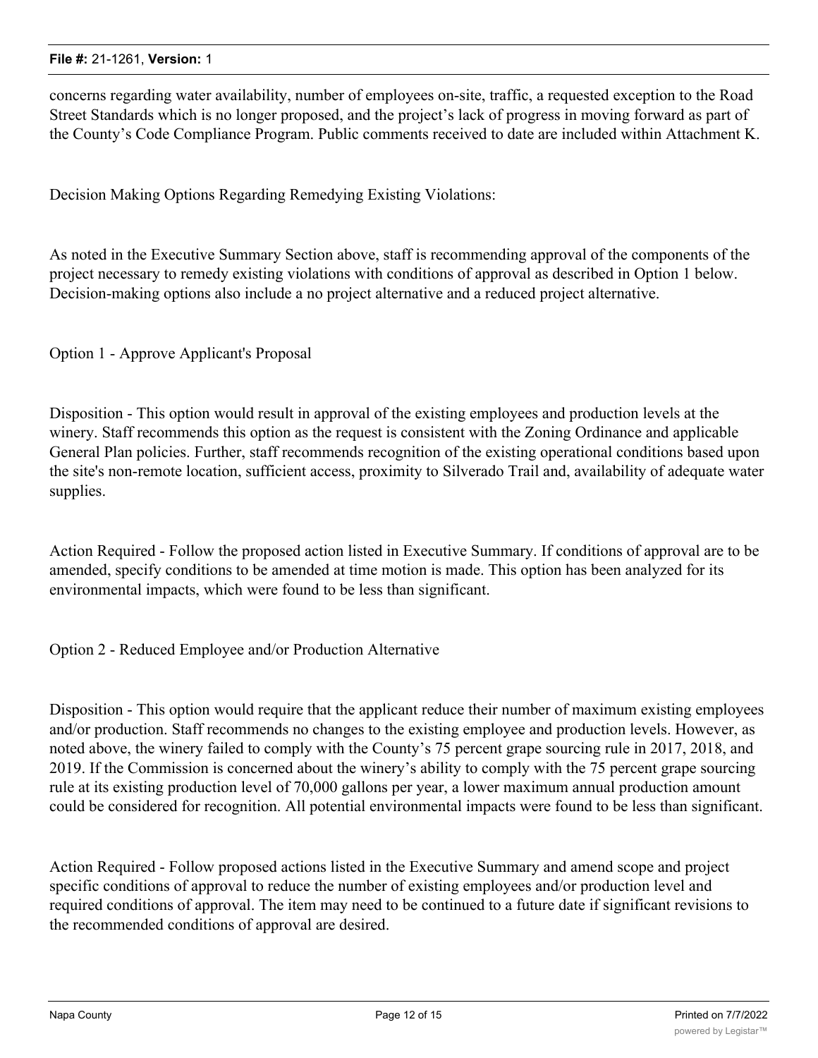concerns regarding water availability, number of employees on-site, traffic, a requested exception to the Road Street Standards which is no longer proposed, and the project's lack of progress in moving forward as part of the County's Code Compliance Program. Public comments received to date are included within Attachment K.

Decision Making Options Regarding Remedying Existing Violations:

As noted in the Executive Summary Section above, staff is recommending approval of the components of the project necessary to remedy existing violations with conditions of approval as described in Option 1 below. Decision-making options also include a no project alternative and a reduced project alternative.

Option 1 - Approve Applicant's Proposal

Disposition - This option would result in approval of the existing employees and production levels at the winery. Staff recommends this option as the request is consistent with the Zoning Ordinance and applicable General Plan policies. Further, staff recommends recognition of the existing operational conditions based upon the site's non-remote location, sufficient access, proximity to Silverado Trail and, availability of adequate water supplies.

Action Required - Follow the proposed action listed in Executive Summary. If conditions of approval are to be amended, specify conditions to be amended at time motion is made. This option has been analyzed for its environmental impacts, which were found to be less than significant.

Option 2 - Reduced Employee and/or Production Alternative

Disposition - This option would require that the applicant reduce their number of maximum existing employees and/or production. Staff recommends no changes to the existing employee and production levels. However, as noted above, the winery failed to comply with the County's 75 percent grape sourcing rule in 2017, 2018, and 2019. If the Commission is concerned about the winery's ability to comply with the 75 percent grape sourcing rule at its existing production level of 70,000 gallons per year, a lower maximum annual production amount could be considered for recognition. All potential environmental impacts were found to be less than significant.

Action Required - Follow proposed actions listed in the Executive Summary and amend scope and project specific conditions of approval to reduce the number of existing employees and/or production level and required conditions of approval. The item may need to be continued to a future date if significant revisions to the recommended conditions of approval are desired.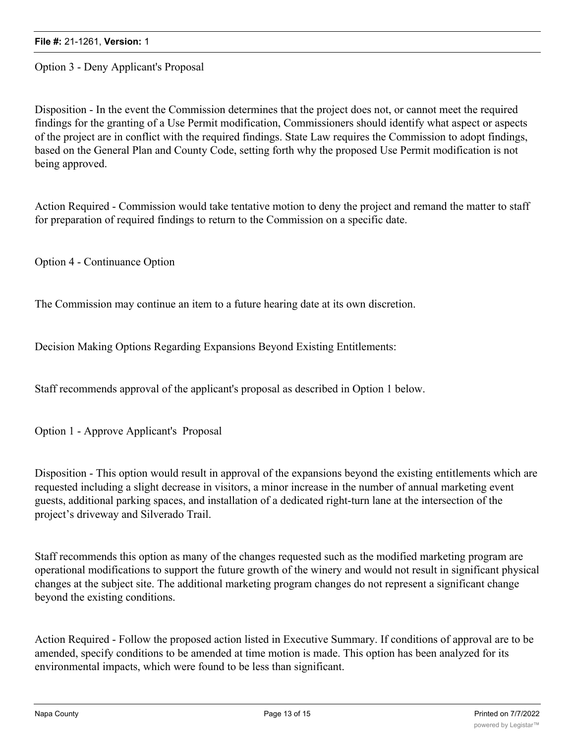Option 3 - Deny Applicant's Proposal

Disposition - In the event the Commission determines that the project does not, or cannot meet the required findings for the granting of a Use Permit modification, Commissioners should identify what aspect or aspects of the project are in conflict with the required findings. State Law requires the Commission to adopt findings, based on the General Plan and County Code, setting forth why the proposed Use Permit modification is not being approved.

Action Required - Commission would take tentative motion to deny the project and remand the matter to staff for preparation of required findings to return to the Commission on a specific date.

Option 4 - Continuance Option

The Commission may continue an item to a future hearing date at its own discretion.

Decision Making Options Regarding Expansions Beyond Existing Entitlements:

Staff recommends approval of the applicant's proposal as described in Option 1 below.

Option 1 - Approve Applicant's Proposal

Disposition - This option would result in approval of the expansions beyond the existing entitlements which are requested including a slight decrease in visitors, a minor increase in the number of annual marketing event guests, additional parking spaces, and installation of a dedicated right-turn lane at the intersection of the project's driveway and Silverado Trail.

Staff recommends this option as many of the changes requested such as the modified marketing program are operational modifications to support the future growth of the winery and would not result in significant physical changes at the subject site. The additional marketing program changes do not represent a significant change beyond the existing conditions.

Action Required - Follow the proposed action listed in Executive Summary. If conditions of approval are to be amended, specify conditions to be amended at time motion is made. This option has been analyzed for its environmental impacts, which were found to be less than significant.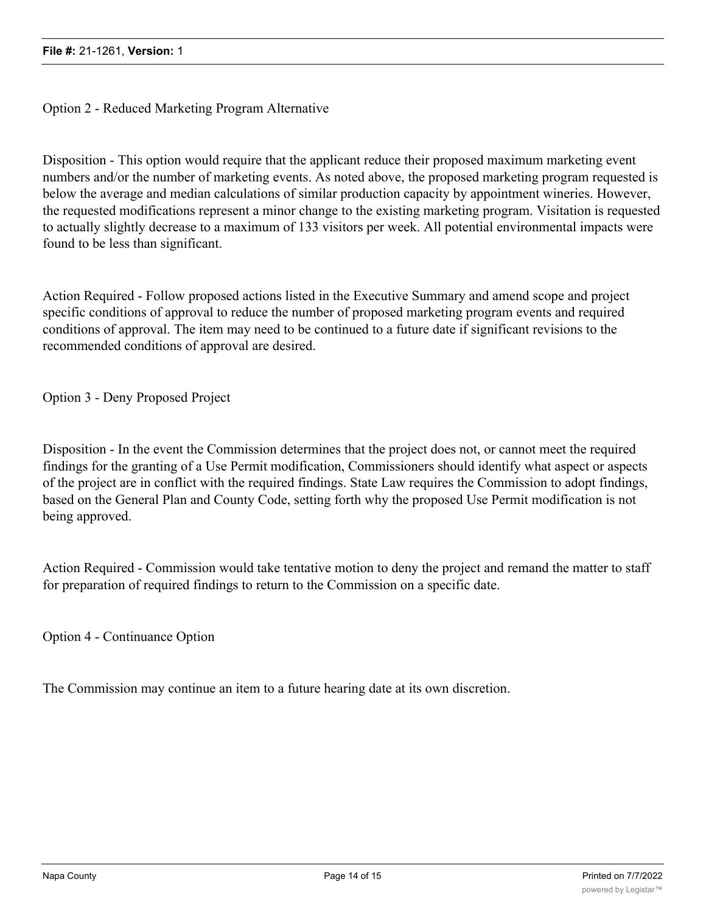Option 2 - Reduced Marketing Program Alternative

Disposition - This option would require that the applicant reduce their proposed maximum marketing event numbers and/or the number of marketing events. As noted above, the proposed marketing program requested is below the average and median calculations of similar production capacity by appointment wineries. However, the requested modifications represent a minor change to the existing marketing program. Visitation is requested to actually slightly decrease to a maximum of 133 visitors per week. All potential environmental impacts were found to be less than significant.

Action Required - Follow proposed actions listed in the Executive Summary and amend scope and project specific conditions of approval to reduce the number of proposed marketing program events and required conditions of approval. The item may need to be continued to a future date if significant revisions to the recommended conditions of approval are desired.

Option 3 - Deny Proposed Project

Disposition - In the event the Commission determines that the project does not, or cannot meet the required findings for the granting of a Use Permit modification, Commissioners should identify what aspect or aspects of the project are in conflict with the required findings. State Law requires the Commission to adopt findings, based on the General Plan and County Code, setting forth why the proposed Use Permit modification is not being approved.

Action Required - Commission would take tentative motion to deny the project and remand the matter to staff for preparation of required findings to return to the Commission on a specific date.

Option 4 - Continuance Option

The Commission may continue an item to a future hearing date at its own discretion.